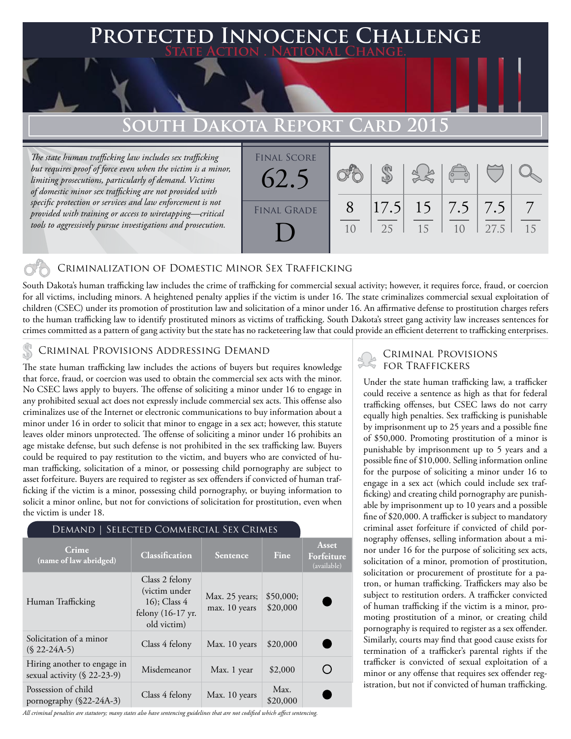# Protected Innocence Challenge

**State Action . National Change.**

## South Dakota Report Card 2015

*The state human trafficking law includes sex trafficking but requires proof of force even when the victim is a minor, limiting prosecutions, particularly of demand. Victims of domestic minor sex trafficking are not provided with specific protection or services and law enforcement is not provided with training or access to wiretapping—critical tools to aggressively pursue investigations and prosecution.*

**Final Score:** 62.5

**Final Grade:** D

| Criminalization | Demand | Traffickers | Facilitators | Protective Provisions | Criminal Justice Tools |
|---|---|---|---|---|---|
| 8/10 | 17.5/25 | 15/15 | 7.5/10 | 7.5/27.5 | 7/15 |

### Criminalization of Domestic Minor Sex Trafficking

South Dakota's human trafficking law includes the crime of trafficking for commercial sexual activity; however, it requires force, fraud, or coercion for all victims, including minors. A heightened penalty applies if the victim is under 16. The state criminalizes commercial sexual exploitation of children (CSEC) under its promotion of prostitution law and solicitation of a minor under 16. An affirmative defense to prostitution charges refers to the human trafficking law to identify prostituted minors as victims of trafficking. South Dakota's street gang activity law increases sentences for crimes committed as a pattern of gang activity but the state has no racketeering law that could provide an efficient deterrent to trafficking enterprises.

### Criminal Provisions Addressing Demand

The state human trafficking law includes the actions of buyers but requires knowledge that force, fraud, or coercion was used to obtain the commercial sex acts with the minor. No CSEC laws apply to buyers. The offense of soliciting a minor under 16 to engage in any prohibited sexual act does not expressly include commercial sex acts. This offense also criminalizes use of the Internet or electronic communications to buy information about a minor under 16 in order to solicit that minor to engage in a sex act; however, this statute leaves older minors unprotected. The offense of soliciting a minor under 16 prohibits an age mistake defense, but such defense is not prohibited in the sex trafficking law. Buyers could be required to pay restitution to the victim, and buyers who are convicted of human trafficking, solicitation of a minor, or possessing child pornography are subject to asset forfeiture. Buyers are required to register as sex offenders if convicted of human trafficking if the victim is a minor, possessing child pornography, or buying information to solicit a minor online, but not for convictions of solicitation for prostitution, even when the victim is under 18.

**Demand | Selected Commercial Sex Crimes**

| Crime (name of law abridged) | Classification | Sentence | Fine | Asset Forfeiture (available) |
|---|---|---|---|---|
| Human Trafficking | Class 2 felony (victim under 16); Class 4 felony (16-17 yr. old victim) | Max. 25 years; max. 10 years | $50,000; $20,000 | ● |
| Solicitation of a minor (§ 22-24A-5) | Class 4 felony | Max. 10 years | $20,000 | ● |
| Hiring another to engage in sexual activity (§ 22-23-9) | Misdemeanor | Max. 1 year | $2,000 | ○ |
| Possession of child pornography (§22-24A-3) | Class 4 felony | Max. 10 years | Max. $20,000 | ● |

*All criminal penalties are statutory; many states also have sentencing guidelines that are not codified which affect sentencing.*

### Criminal Provisions for Traffickers

Under the state human trafficking law, a trafficker could receive a sentence as high as that for federal trafficking offenses, but CSEC laws do not carry equally high penalties. Sex trafficking is punishable by imprisonment up to 25 years and a possible fine of $50,000. Promoting prostitution of a minor is punishable by imprisonment up to 5 years and a possible fine of $10,000. Selling information online for the purpose of soliciting a minor under 16 to engage in a sex act (which could include sex trafficking) and creating child pornography are punishable by imprisonment up to 10 years and a possible fine of $20,000. A trafficker is subject to mandatory criminal asset forfeiture if convicted of child pornography offenses, selling information about a minor under 16 for the purpose of soliciting sex acts, solicitation of a minor, promotion of prostitution, solicitation or procurement of prostitute for a patron, or human trafficking. Traffickers may also be subject to restitution orders. A trafficker convicted of human trafficking if the victim is a minor, promoting prostitution of a minor, or creating child pornography is required to register as a sex offender. Similarly, courts may find that good cause exists for termination of a trafficker's parental rights if the trafficker is convicted of sexual exploitation of a minor or any offense that requires sex offender registration, but not if convicted of human trafficking.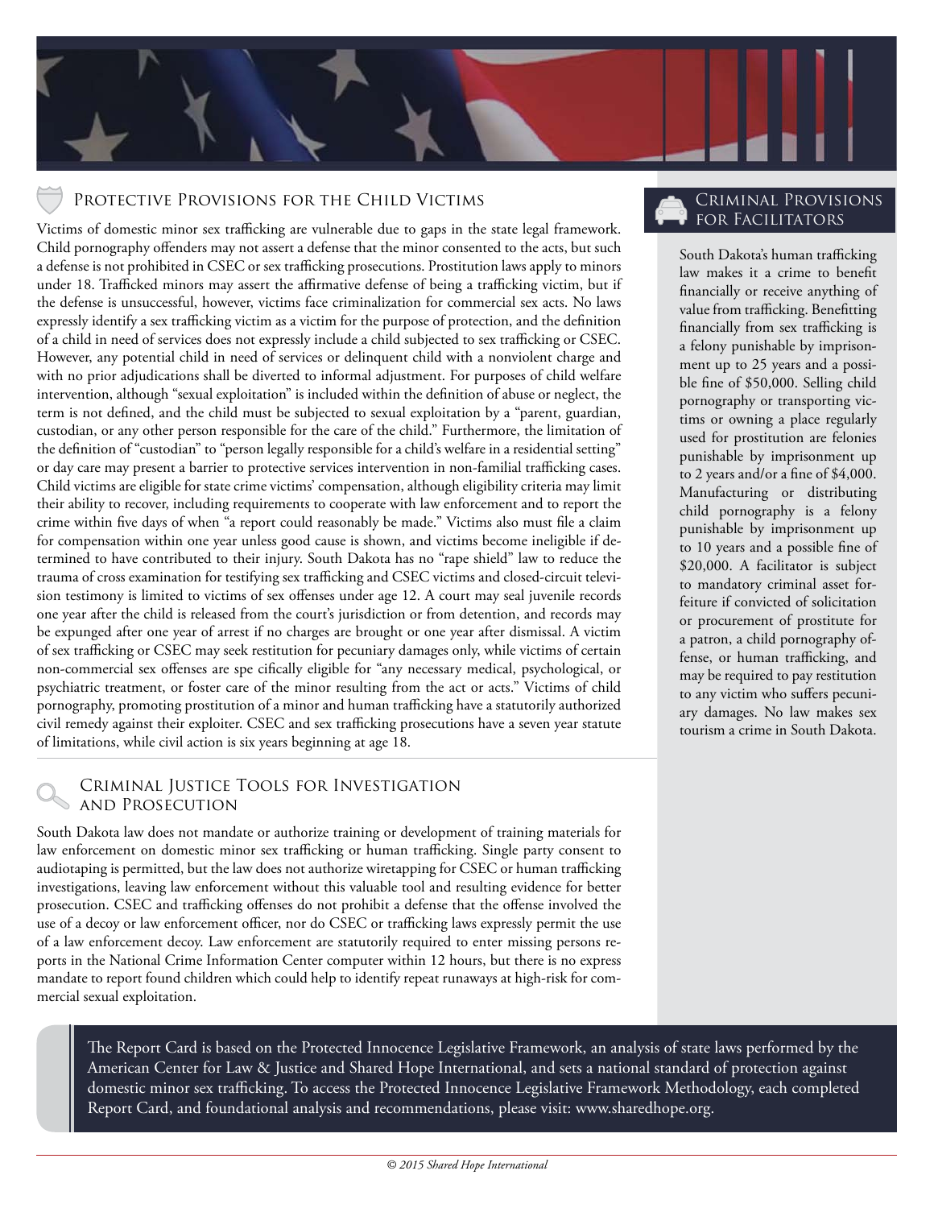## Protective Provisions for the Child Victims

Victims of domestic minor sex trafficking are vulnerable due to gaps in the state legal framework. Child pornography offenders may not assert a defense that the minor consented to the acts, but such a defense is not prohibited in CSEC or sex trafficking prosecutions. Prostitution laws apply to minors under 18. Trafficked minors may assert the affirmative defense of being a trafficking victim, but if the defense is unsuccessful, however, victims face criminalization for commercial sex acts. No laws expressly identify a sex trafficking victim as a victim for the purpose of protection, and the definition of a child in need of services does not expressly include a child subjected to sex trafficking or CSEC. However, any potential child in need of services or delinquent child with a nonviolent charge and with no prior adjudications shall be diverted to informal adjustment. For purposes of child welfare intervention, although "sexual exploitation" is included within the definition of abuse or neglect, the term is not defined, and the child must be subjected to sexual exploitation by a "parent, guardian, custodian, or any other person responsible for the care of the child." Furthermore, the limitation of the definition of "custodian" to "person legally responsible for a child's welfare in a residential setting" or day care may present a barrier to protective services intervention in non-familial trafficking cases. Child victims are eligible for state crime victims' compensation, although eligibility criteria may limit their ability to recover, including requirements to cooperate with law enforcement and to report the crime within five days of when "a report could reasonably be made." Victims also must file a claim for compensation within one year unless good cause is shown, and victims become ineligible if determined to have contributed to their injury. South Dakota has no "rape shield" law to reduce the trauma of cross examination for testifying sex trafficking and CSEC victims and closed-circuit television testimony is limited to victims of sex offenses under age 12. A court may seal juvenile records one year after the child is released from the court's jurisdiction or from detention, and records may be expunged after one year of arrest if no charges are brought or one year after dismissal. A victim of sex trafficking or CSEC may seek restitution for pecuniary damages only, while victims of certain non-commercial sex offenses are specifically eligible for "any necessary medical, psychological, or psychiatric treatment, or foster care of the minor resulting from the act or acts." Victims of child pornography, promoting prostitution of a minor and human trafficking have a statutorily authorized civil remedy against their exploiter. CSEC and sex trafficking prosecutions have a seven year statute of limitations, while civil action is six years beginning at age 18.

## Criminal Justice Tools for Investigation and Prosecution

South Dakota law does not mandate or authorize training or development of training materials for law enforcement on domestic minor sex trafficking or human trafficking. Single party consent to audiotaping is permitted, but the law does not authorize wiretapping for CSEC or human trafficking investigations, leaving law enforcement without this valuable tool and resulting evidence for better prosecution. CSEC and trafficking offenses do not prohibit a defense that the offense involved the use of a decoy or law enforcement officer, nor do CSEC or trafficking laws expressly permit the use of a law enforcement decoy. Law enforcement are statutorily required to enter missing persons reports in the National Crime Information Center computer within 12 hours, but there is no express mandate to report found children which could help to identify repeat runaways at high-risk for commercial sexual exploitation.

## Criminal Provisions for Facilitators

South Dakota's human trafficking law makes it a crime to benefit financially or receive anything of value from trafficking. Benefitting financially from sex trafficking is a felony punishable by imprisonment up to 25 years and a possible fine of $50,000. Selling child pornography or transporting victims or owning a place regularly used for prostitution are felonies punishable by imprisonment up to 2 years and/or a fine of $4,000. Manufacturing or distributing child pornography is a felony punishable by imprisonment up to 10 years and a possible fine of $20,000. A facilitator is subject to mandatory criminal asset forfeiture if convicted of solicitation or procurement of prostitute for a patron, a child pornography offense, or human trafficking, and may be required to pay restitution to any victim who suffers pecuniary damages. No law makes sex tourism a crime in South Dakota.

The Report Card is based on the Protected Innocence Legislative Framework, an analysis of state laws performed by the American Center for Law & Justice and Shared Hope International, and sets a national standard of protection against domestic minor sex trafficking. To access the Protected Innocence Legislative Framework Methodology, each completed Report Card, and foundational analysis and recommendations, please visit: www.sharedhope.org.

*© 2015 Shared Hope International*